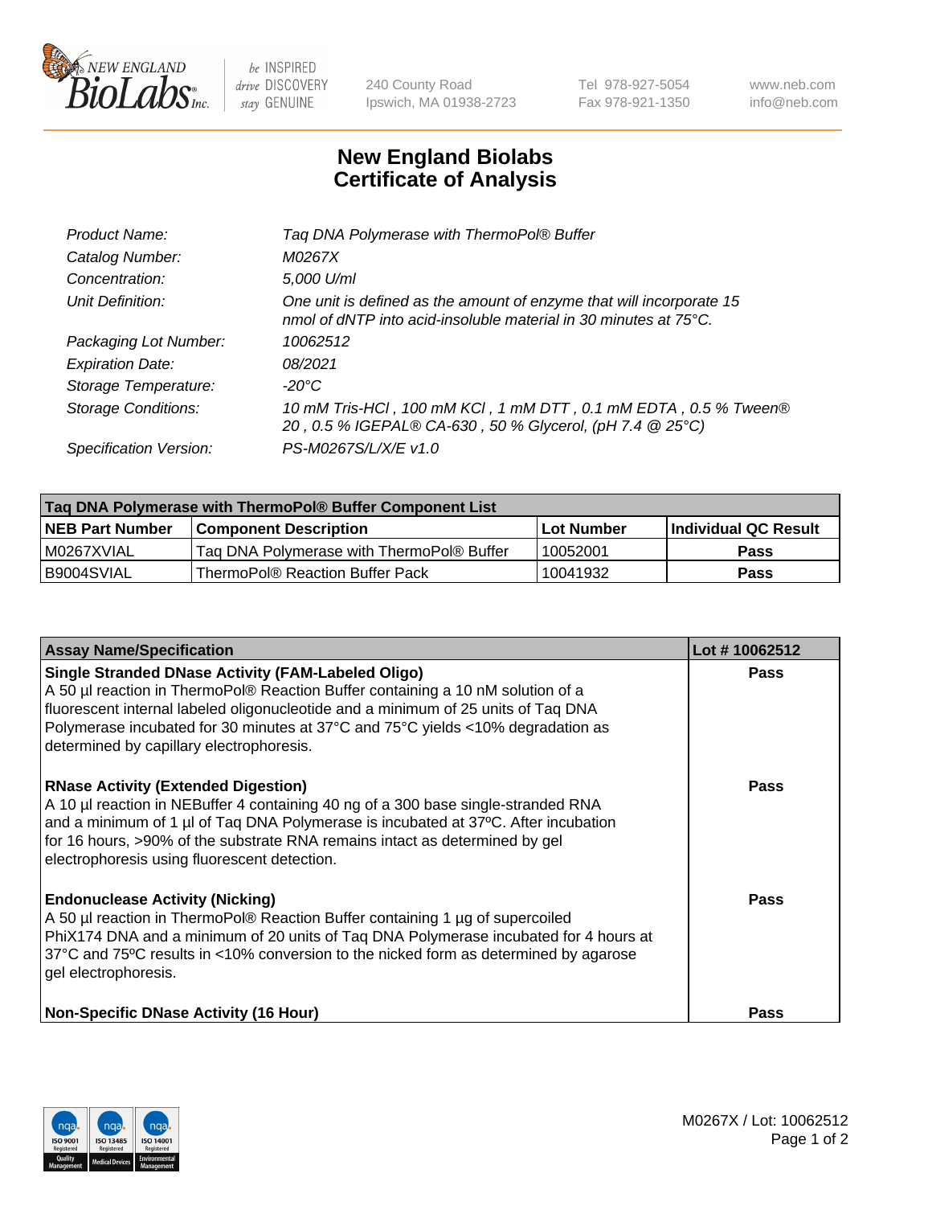# New England Biolabs Certificate of Analysis

| | |
|---|---|
| *Product Name:* | *Taq DNA Polymerase with ThermoPol® Buffer* |
| *Catalog Number:* | *M0267X* |
| *Concentration:* | *5,000 U/ml* |
| *Unit Definition:* | *One unit is defined as the amount of enzyme that will incorporate 15 nmol of dNTP into acid-insoluble material in 30 minutes at 75°C.* |
| *Packaging Lot Number:* | *10062512* |
| *Expiration Date:* | *08/2021* |
| *Storage Temperature:* | *-20°C* |
| *Storage Conditions:* | *10 mM Tris-HCl , 100 mM KCl , 1 mM DTT , 0.1 mM EDTA , 0.5 % Tween® 20 , 0.5 % IGEPAL® CA-630 , 50 % Glycerol, (pH 7.4 @ 25°C)* |
| *Specification Version:* | *PS-M0267S/L/X/E v1.0* |

| Taq DNA Polymerase with ThermoPol® Buffer Component List | | | |
|---|---|---|---|
| **NEB Part Number** | **Component Description** | **Lot Number** | **Individual QC Result** |
| M0267XVIAL | Taq DNA Polymerase with ThermoPol® Buffer | 10052001 | **Pass** |
| B9004SVIAL | ThermoPol® Reaction Buffer Pack | 10041932 | **Pass** |

| Assay Name/Specification | Lot # 10062512 |
|---|---|
| **Single Stranded DNase Activity (FAM-Labeled Oligo)** A 50 µl reaction in ThermoPol® Reaction Buffer containing a 10 nM solution of a fluorescent internal labeled oligonucleotide and a minimum of 25 units of Taq DNA Polymerase incubated for 30 minutes at 37°C and 75°C yields <10% degradation as determined by capillary electrophoresis. | **Pass** |
| **RNase Activity (Extended Digestion)** A 10 µl reaction in NEBuffer 4 containing 40 ng of a 300 base single-stranded RNA and a minimum of 1 µl of Taq DNA Polymerase is incubated at 37ºC. After incubation for 16 hours, >90% of the substrate RNA remains intact as determined by gel electrophoresis using fluorescent detection. | **Pass** |
| **Endonuclease Activity (Nicking)** A 50 µl reaction in ThermoPol® Reaction Buffer containing 1 µg of supercoiled PhiX174 DNA and a minimum of 20 units of Taq DNA Polymerase incubated for 4 hours at 37°C and 75ºC results in <10% conversion to the nicked form as determined by agarose gel electrophoresis. | **Pass** |
| **Non-Specific DNase Activity (16 Hour)** | **Pass** |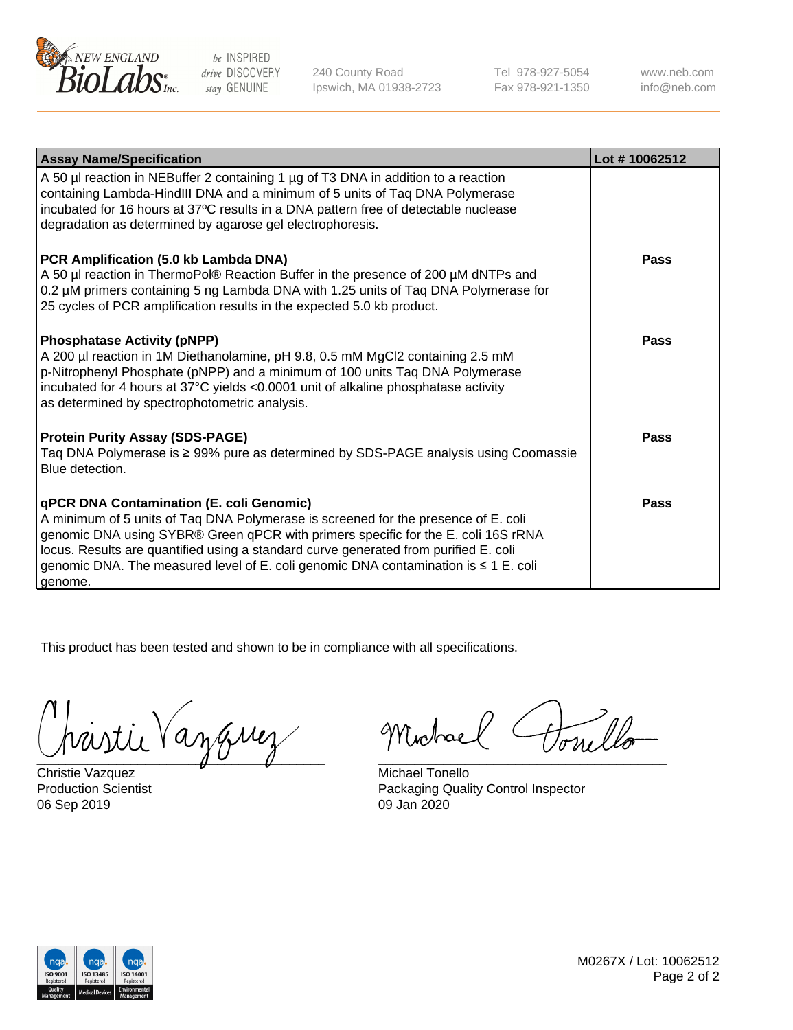| Assay Name/Specification | Lot # 10062512 |
|---|---|
| A 50 µl reaction in NEBuffer 2 containing 1 µg of T3 DNA in addition to a reaction containing Lambda-HindIII DNA and a minimum of 5 units of Taq DNA Polymerase incubated for 16 hours at 37ºC results in a DNA pattern free of detectable nuclease degradation as determined by agarose gel electrophoresis. | |
| **PCR Amplification (5.0 kb Lambda DNA)**<br>A 50 µl reaction in ThermoPol® Reaction Buffer in the presence of 200 µM dNTPs and 0.2 µM primers containing 5 ng Lambda DNA with 1.25 units of Taq DNA Polymerase for 25 cycles of PCR amplification results in the expected 5.0 kb product. | **Pass** |
| **Phosphatase Activity (pNPP)**<br>A 200 µl reaction in 1M Diethanolamine, pH 9.8, 0.5 mM $MgCl_2$ containing 2.5 mM p-Nitrophenyl Phosphate (pNPP) and a minimum of 100 units Taq DNA Polymerase incubated for 4 hours at 37°C yields <0.0001 unit of alkaline phosphatase activity as determined by spectrophotometric analysis. | **Pass** |
| **Protein Purity Assay (SDS-PAGE)**<br>Taq DNA Polymerase is ≥ 99% pure as determined by SDS-PAGE analysis using Coomassie Blue detection. | **Pass** |
| **qPCR DNA Contamination (E. coli Genomic)**<br>A minimum of 5 units of Taq DNA Polymerase is screened for the presence of E. coli genomic DNA using SYBR® Green qPCR with primers specific for the E. coli 16S rRNA locus. Results are quantified using a standard curve generated from purified E. coli genomic DNA. The measured level of E. coli genomic DNA contamination is ≤ 1 E. coli genome. | **Pass** |

This product has been tested and shown to be in compliance with all specifications.

Christie Vazquez
Production Scientist
06 Sep 2019

Michael Tonello
Packaging Quality Control Inspector
09 Jan 2020

M0267X / Lot: 10062512